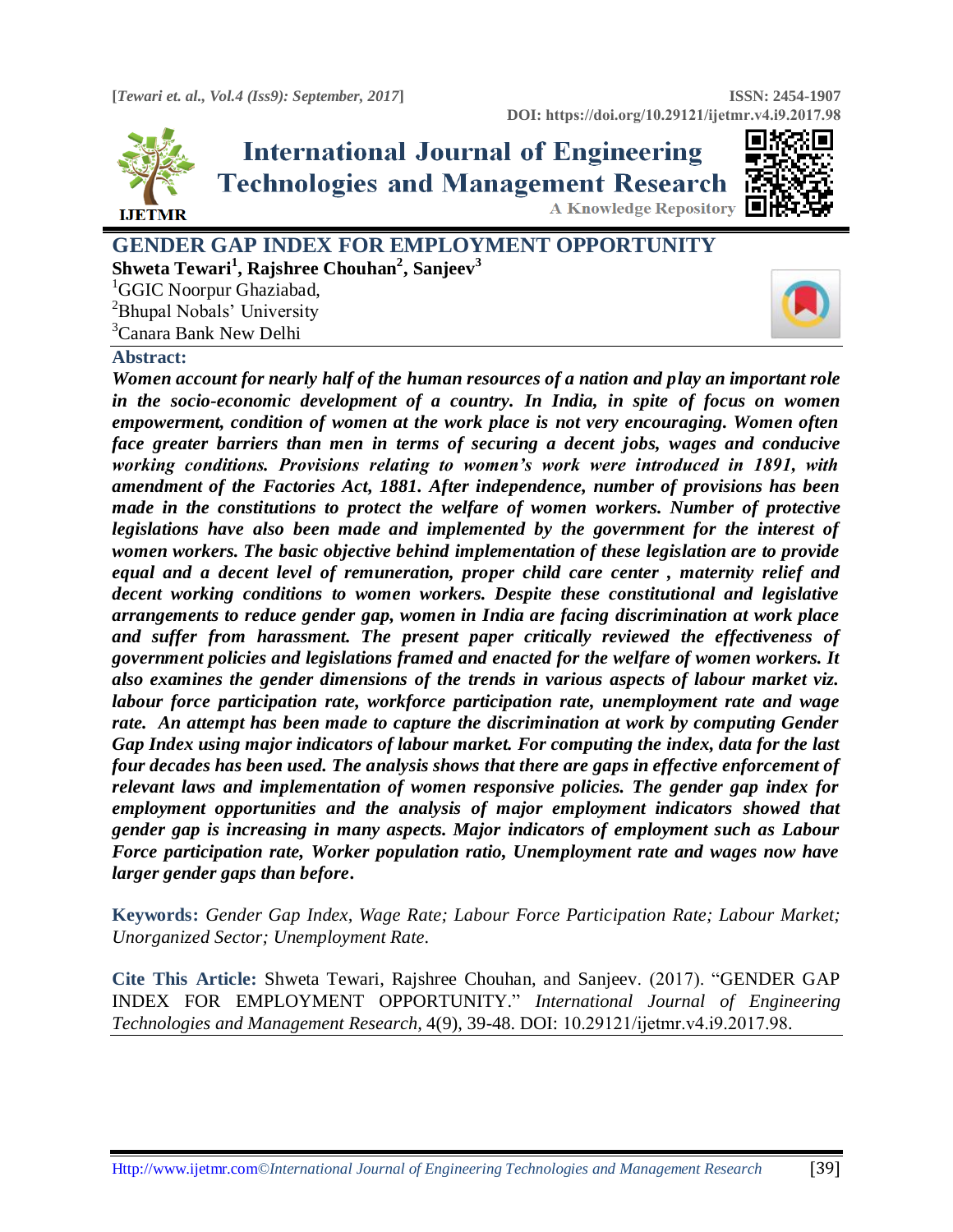# GENDER GAP INDEX FOR EMPLOYMENT OPPORTUNITY

**Shweta Tewari[1], Rajshree Chouhan[2], Sanjeev[3]**

[1]GGIC Noorpur Ghaziabad,
[2]Bhupal Nobals' University
[3]Canara Bank New Delhi

## Abstract:

***Women account for nearly half of the human resources of a nation and play an important role in the socio-economic development of a country. In India, in spite of focus on women empowerment, condition of women at the work place is not very encouraging. Women often face greater barriers than men in terms of securing a decent jobs, wages and conducive working conditions. Provisions relating to women's work were introduced in 1891, with amendment of the Factories Act, 1881. After independence, number of provisions has been made in the constitutions to protect the welfare of women workers. Number of protective legislations have also been made and implemented by the government for the interest of women workers. The basic objective behind implementation of these legislation are to provide equal and a decent level of remuneration, proper child care center , maternity relief and decent working conditions to women workers. Despite these constitutional and legislative arrangements to reduce gender gap, women in India are facing discrimination at work place and suffer from harassment. The present paper critically reviewed the effectiveness of government policies and legislations framed and enacted for the welfare of women workers. It also examines the gender dimensions of the trends in various aspects of labour market viz. labour force participation rate, workforce participation rate, unemployment rate and wage rate. An attempt has been made to capture the discrimination at work by computing Gender Gap Index using major indicators of labour market. For computing the index, data for the last four decades has been used. The analysis shows that there are gaps in effective enforcement of relevant laws and implementation of women responsive policies. The gender gap index for employment opportunities and the analysis of major employment indicators showed that gender gap is increasing in many aspects. Major indicators of employment such as Labour Force participation rate, Worker population ratio, Unemployment rate and wages now have larger gender gaps than before.***

**Keywords:** *Gender Gap Index, Wage Rate; Labour Force Participation Rate; Labour Market; Unorganized Sector; Unemployment Rate.*

**Cite This Article:** Shweta Tewari, Rajshree Chouhan, and Sanjeev. (2017). "GENDER GAP INDEX FOR EMPLOYMENT OPPORTUNITY." *International Journal of Engineering Technologies and Management Research,* 4(9), 39-48. DOI: 10.29121/ijetmr.v4.i9.2017.98.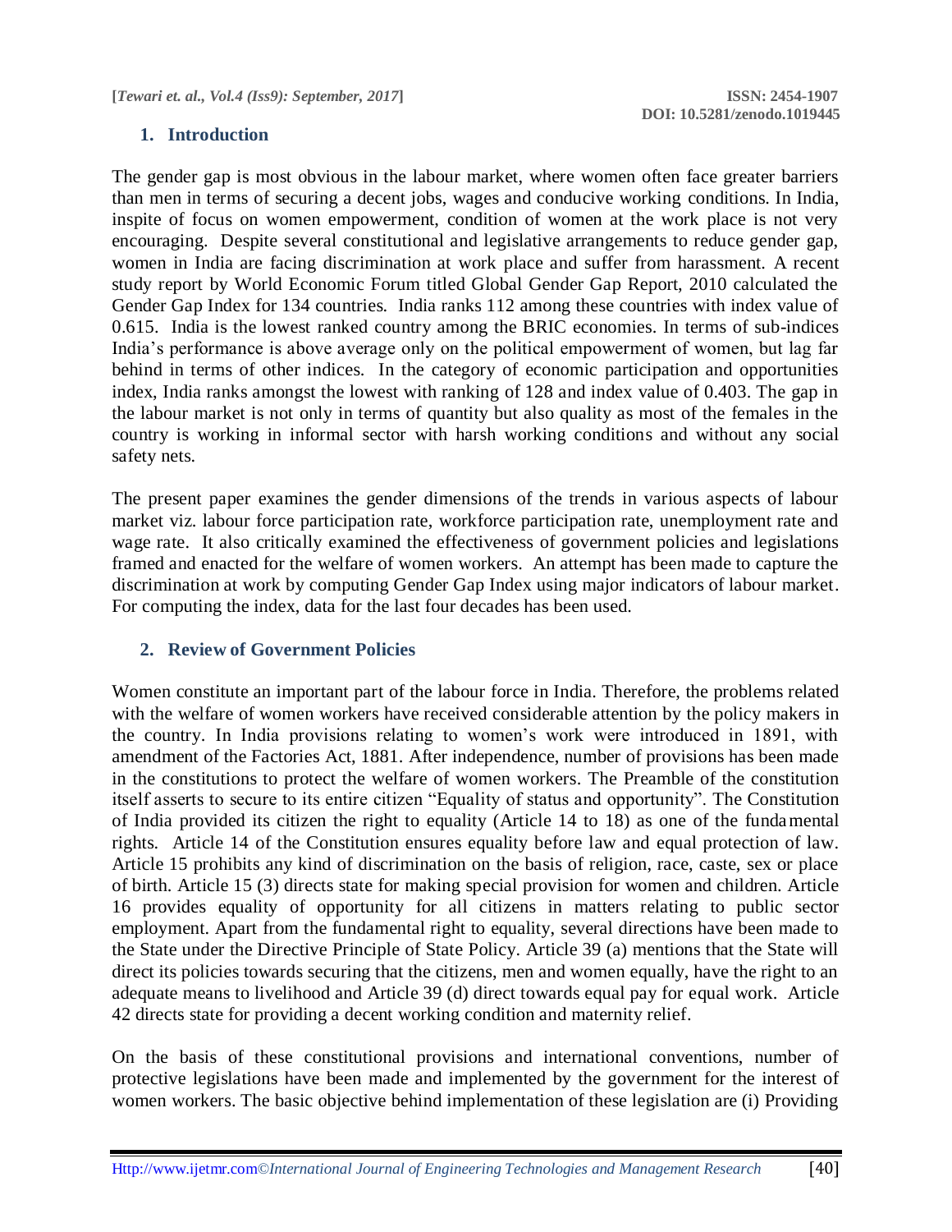## 1. Introduction

The gender gap is most obvious in the labour market, where women often face greater barriers than men in terms of securing a decent jobs, wages and conducive working conditions. In India, inspite of focus on women empowerment, condition of women at the work place is not very encouraging. Despite several constitutional and legislative arrangements to reduce gender gap, women in India are facing discrimination at work place and suffer from harassment. A recent study report by World Economic Forum titled Global Gender Gap Report, 2010 calculated the Gender Gap Index for 134 countries. India ranks 112 among these countries with index value of 0.615. India is the lowest ranked country among the BRIC economies. In terms of sub-indices India's performance is above average only on the political empowerment of women, but lag far behind in terms of other indices. In the category of economic participation and opportunities index, India ranks amongst the lowest with ranking of 128 and index value of 0.403. The gap in the labour market is not only in terms of quantity but also quality as most of the females in the country is working in informal sector with harsh working conditions and without any social safety nets.

The present paper examines the gender dimensions of the trends in various aspects of labour market viz. labour force participation rate, workforce participation rate, unemployment rate and wage rate. It also critically examined the effectiveness of government policies and legislations framed and enacted for the welfare of women workers. An attempt has been made to capture the discrimination at work by computing Gender Gap Index using major indicators of labour market. For computing the index, data for the last four decades has been used.

## 2. Review of Government Policies

Women constitute an important part of the labour force in India. Therefore, the problems related with the welfare of women workers have received considerable attention by the policy makers in the country. In India provisions relating to women's work were introduced in 1891, with amendment of the Factories Act, 1881. After independence, number of provisions has been made in the constitutions to protect the welfare of women workers. The Preamble of the constitution itself asserts to secure to its entire citizen "Equality of status and opportunity". The Constitution of India provided its citizen the right to equality (Article 14 to 18) as one of the fundamental rights. Article 14 of the Constitution ensures equality before law and equal protection of law. Article 15 prohibits any kind of discrimination on the basis of religion, race, caste, sex or place of birth. Article 15 (3) directs state for making special provision for women and children. Article 16 provides equality of opportunity for all citizens in matters relating to public sector employment. Apart from the fundamental right to equality, several directions have been made to the State under the Directive Principle of State Policy. Article 39 (a) mentions that the State will direct its policies towards securing that the citizens, men and women equally, have the right to an adequate means to livelihood and Article 39 (d) direct towards equal pay for equal work. Article 42 directs state for providing a decent working condition and maternity relief.

On the basis of these constitutional provisions and international conventions, number of protective legislations have been made and implemented by the government for the interest of women workers. The basic objective behind implementation of these legislation are (i) Providing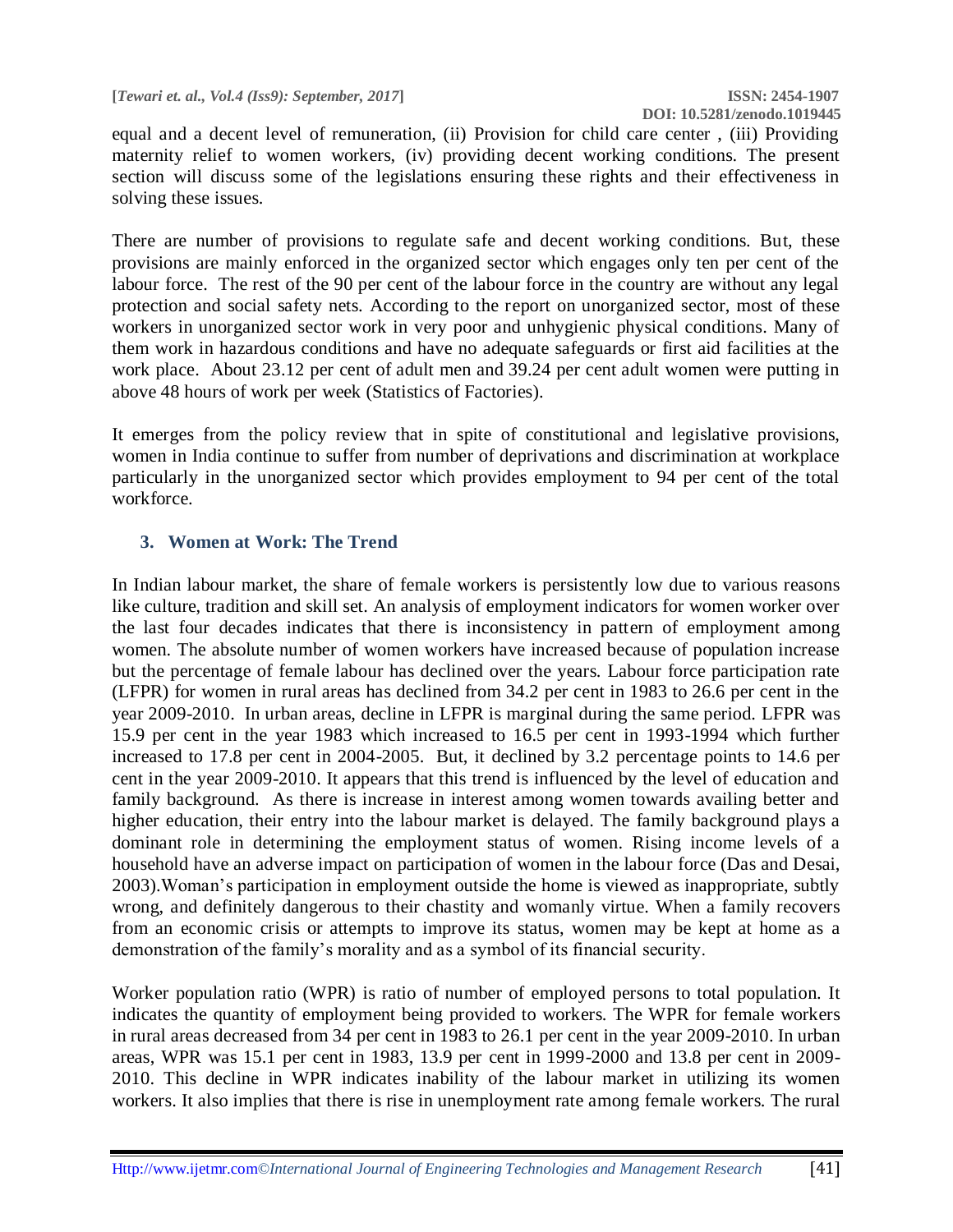equal and a decent level of remuneration, (ii) Provision for child care center , (iii) Providing maternity relief to women workers, (iv) providing decent working conditions. The present section will discuss some of the legislations ensuring these rights and their effectiveness in solving these issues.

There are number of provisions to regulate safe and decent working conditions. But, these provisions are mainly enforced in the organized sector which engages only ten per cent of the labour force. The rest of the 90 per cent of the labour force in the country are without any legal protection and social safety nets. According to the report on unorganized sector, most of these workers in unorganized sector work in very poor and unhygienic physical conditions. Many of them work in hazardous conditions and have no adequate safeguards or first aid facilities at the work place. About 23.12 per cent of adult men and 39.24 per cent adult women were putting in above 48 hours of work per week (Statistics of Factories).

It emerges from the policy review that in spite of constitutional and legislative provisions, women in India continue to suffer from number of deprivations and discrimination at workplace particularly in the unorganized sector which provides employment to 94 per cent of the total workforce.

## 3. Women at Work: The Trend

In Indian labour market, the share of female workers is persistently low due to various reasons like culture, tradition and skill set. An analysis of employment indicators for women worker over the last four decades indicates that there is inconsistency in pattern of employment among women. The absolute number of women workers have increased because of population increase but the percentage of female labour has declined over the years. Labour force participation rate (LFPR) for women in rural areas has declined from 34.2 per cent in 1983 to 26.6 per cent in the year 2009-2010. In urban areas, decline in LFPR is marginal during the same period. LFPR was 15.9 per cent in the year 1983 which increased to 16.5 per cent in 1993-1994 which further increased to 17.8 per cent in 2004-2005. But, it declined by 3.2 percentage points to 14.6 per cent in the year 2009-2010. It appears that this trend is influenced by the level of education and family background. As there is increase in interest among women towards availing better and higher education, their entry into the labour market is delayed. The family background plays a dominant role in determining the employment status of women. Rising income levels of a household have an adverse impact on participation of women in the labour force (Das and Desai, 2003).Woman's participation in employment outside the home is viewed as inappropriate, subtly wrong, and definitely dangerous to their chastity and womanly virtue. When a family recovers from an economic crisis or attempts to improve its status, women may be kept at home as a demonstration of the family's morality and as a symbol of its financial security.

Worker population ratio (WPR) is ratio of number of employed persons to total population. It indicates the quantity of employment being provided to workers. The WPR for female workers in rural areas decreased from 34 per cent in 1983 to 26.1 per cent in the year 2009-2010. In urban areas, WPR was 15.1 per cent in 1983, 13.9 per cent in 1999-2000 and 13.8 per cent in 2009-2010. This decline in WPR indicates inability of the labour market in utilizing its women workers. It also implies that there is rise in unemployment rate among female workers. The rural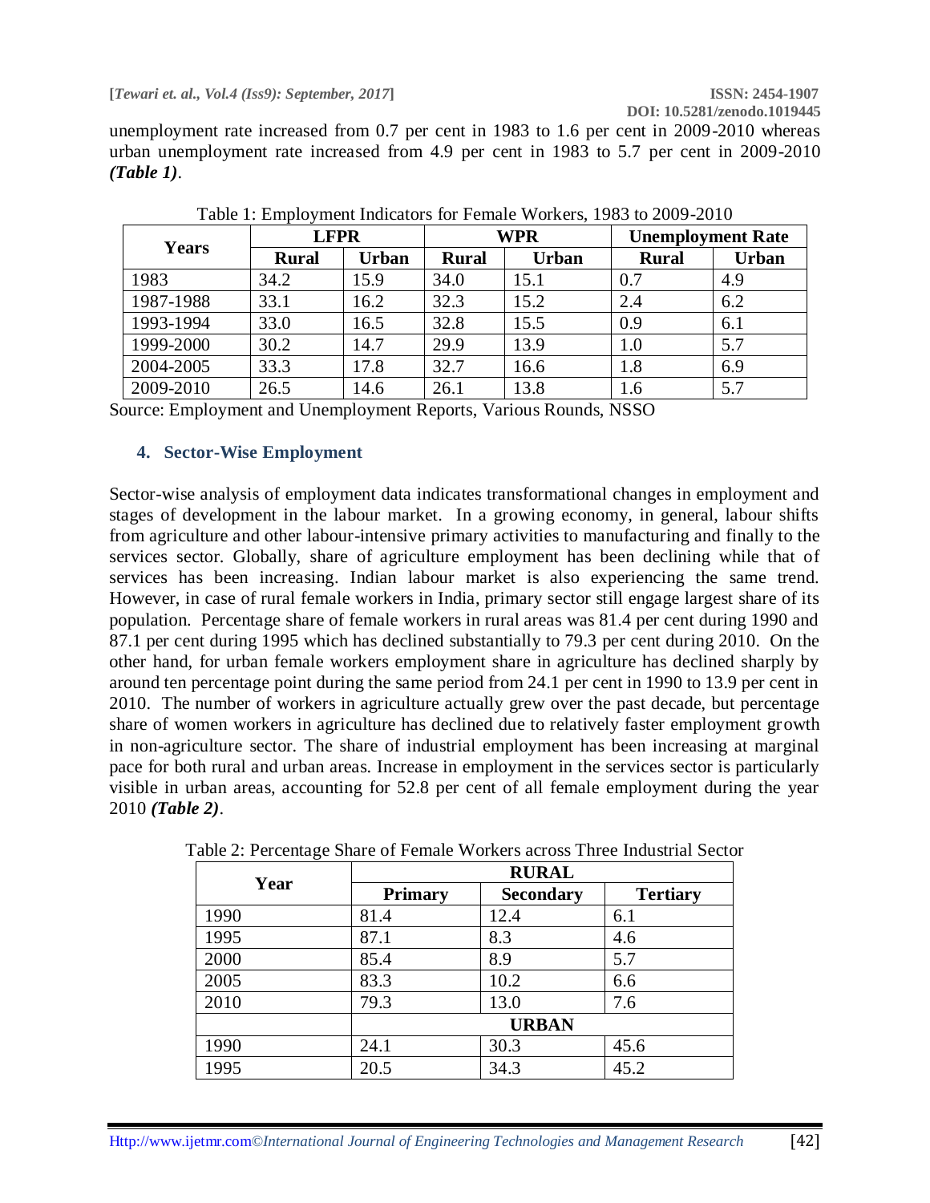unemployment rate increased from 0.7 per cent in 1983 to 1.6 per cent in 2009-2010 whereas urban unemployment rate increased from 4.9 per cent in 1983 to 5.7 per cent in 2009-2010 ***(Table 1)***.

Table 1: Employment Indicators for Female Workers, 1983 to 2009-2010

| Years | LFPR | | WPR | | Unemployment Rate | |
|---|---|---|---|---|---|---|
| | Rural | Urban | Rural | Urban | Rural | Urban |
| 1983 | 34.2 | 15.9 | 34.0 | 15.1 | 0.7 | 4.9 |
| 1987-1988 | 33.1 | 16.2 | 32.3 | 15.2 | 2.4 | 6.2 |
| 1993-1994 | 33.0 | 16.5 | 32.8 | 15.5 | 0.9 | 6.1 |
| 1999-2000 | 30.2 | 14.7 | 29.9 | 13.9 | 1.0 | 5.7 |
| 2004-2005 | 33.3 | 17.8 | 32.7 | 16.6 | 1.8 | 6.9 |
| 2009-2010 | 26.5 | 14.6 | 26.1 | 13.8 | 1.6 | 5.7 |

Source: Employment and Unemployment Reports, Various Rounds, NSSO

## 4. Sector-Wise Employment

Sector-wise analysis of employment data indicates transformational changes in employment and stages of development in the labour market. In a growing economy, in general, labour shifts from agriculture and other labour-intensive primary activities to manufacturing and finally to the services sector. Globally, share of agriculture employment has been declining while that of services has been increasing. Indian labour market is also experiencing the same trend. However, in case of rural female workers in India, primary sector still engage largest share of its population. Percentage share of female workers in rural areas was 81.4 per cent during 1990 and 87.1 per cent during 1995 which has declined substantially to 79.3 per cent during 2010. On the other hand, for urban female workers employment share in agriculture has declined sharply by around ten percentage point during the same period from 24.1 per cent in 1990 to 13.9 per cent in 2010. The number of workers in agriculture actually grew over the past decade, but percentage share of women workers in agriculture has declined due to relatively faster employment growth in non-agriculture sector. The share of industrial employment has been increasing at marginal pace for both rural and urban areas. Increase in employment in the services sector is particularly visible in urban areas, accounting for 52.8 per cent of all female employment during the year 2010 ***(Table 2)***.

Table 2: Percentage Share of Female Workers across Three Industrial Sector

| Year | RURAL | | |
|---|---|---|---|
| | Primary | Secondary | Tertiary |
| 1990 | 81.4 | 12.4 | 6.1 |
| 1995 | 87.1 | 8.3 | 4.6 |
| 2000 | 85.4 | 8.9 | 5.7 |
| 2005 | 83.3 | 10.2 | 6.6 |
| 2010 | 79.3 | 13.0 | 7.6 |
| | URBAN | | |
| 1990 | 24.1 | 30.3 | 45.6 |
| 1995 | 20.5 | 34.3 | 45.2 |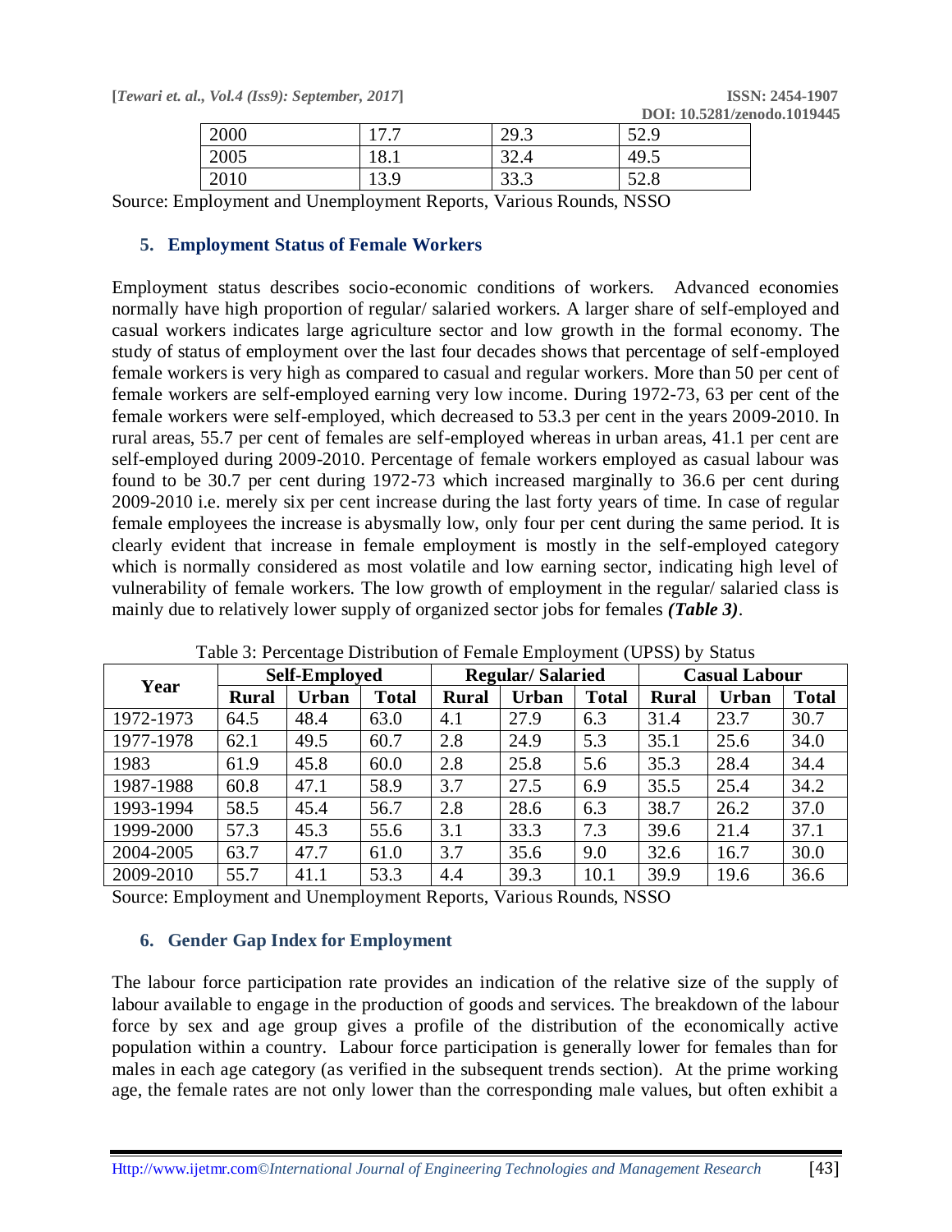| 2000 | 17.7 | 29.3 | 52.9 |
|---|---|---|---|
| 2005 | 18.1 | 32.4 | 49.5 |
| 2010 | 13.9 | 33.3 | 52.8 |

Source: Employment and Unemployment Reports, Various Rounds, NSSO

## 5. Employment Status of Female Workers

Employment status describes socio-economic conditions of workers. Advanced economies normally have high proportion of regular/ salaried workers. A larger share of self-employed and casual workers indicates large agriculture sector and low growth in the formal economy. The study of status of employment over the last four decades shows that percentage of self-employed female workers is very high as compared to casual and regular workers. More than 50 per cent of female workers are self-employed earning very low income. During 1972-73, 63 per cent of the female workers were self-employed, which decreased to 53.3 per cent in the years 2009-2010. In rural areas, 55.7 per cent of females are self-employed whereas in urban areas, 41.1 per cent are self-employed during 2009-2010. Percentage of female workers employed as casual labour was found to be 30.7 per cent during 1972-73 which increased marginally to 36.6 per cent during 2009-2010 i.e. merely six per cent increase during the last forty years of time. In case of regular female employees the increase is abysmally low, only four per cent during the same period. It is clearly evident that increase in female employment is mostly in the self-employed category which is normally considered as most volatile and low earning sector, indicating high level of vulnerability of female workers. The low growth of employment in the regular/ salaried class is mainly due to relatively lower supply of organized sector jobs for females ***(Table 3)***.

Table 3: Percentage Distribution of Female Employment (UPSS) by Status

| Year | Self-Employed | | | Regular/ Salaried | | | Casual Labour | | |
|---|---|---|---|---|---|---|---|---|---|
| | Rural | Urban | Total | Rural | Urban | Total | Rural | Urban | Total |
| 1972-1973 | 64.5 | 48.4 | 63.0 | 4.1 | 27.9 | 6.3 | 31.4 | 23.7 | 30.7 |
| 1977-1978 | 62.1 | 49.5 | 60.7 | 2.8 | 24.9 | 5.3 | 35.1 | 25.6 | 34.0 |
| 1983 | 61.9 | 45.8 | 60.0 | 2.8 | 25.8 | 5.6 | 35.3 | 28.4 | 34.4 |
| 1987-1988 | 60.8 | 47.1 | 58.9 | 3.7 | 27.5 | 6.9 | 35.5 | 25.4 | 34.2 |
| 1993-1994 | 58.5 | 45.4 | 56.7 | 2.8 | 28.6 | 6.3 | 38.7 | 26.2 | 37.0 |
| 1999-2000 | 57.3 | 45.3 | 55.6 | 3.1 | 33.3 | 7.3 | 39.6 | 21.4 | 37.1 |
| 2004-2005 | 63.7 | 47.7 | 61.0 | 3.7 | 35.6 | 9.0 | 32.6 | 16.7 | 30.0 |
| 2009-2010 | 55.7 | 41.1 | 53.3 | 4.4 | 39.3 | 10.1 | 39.9 | 19.6 | 36.6 |

Source: Employment and Unemployment Reports, Various Rounds, NSSO

## 6. Gender Gap Index for Employment

The labour force participation rate provides an indication of the relative size of the supply of labour available to engage in the production of goods and services. The breakdown of the labour force by sex and age group gives a profile of the distribution of the economically active population within a country. Labour force participation is generally lower for females than for males in each age category (as verified in the subsequent trends section). At the prime working age, the female rates are not only lower than the corresponding male values, but often exhibit a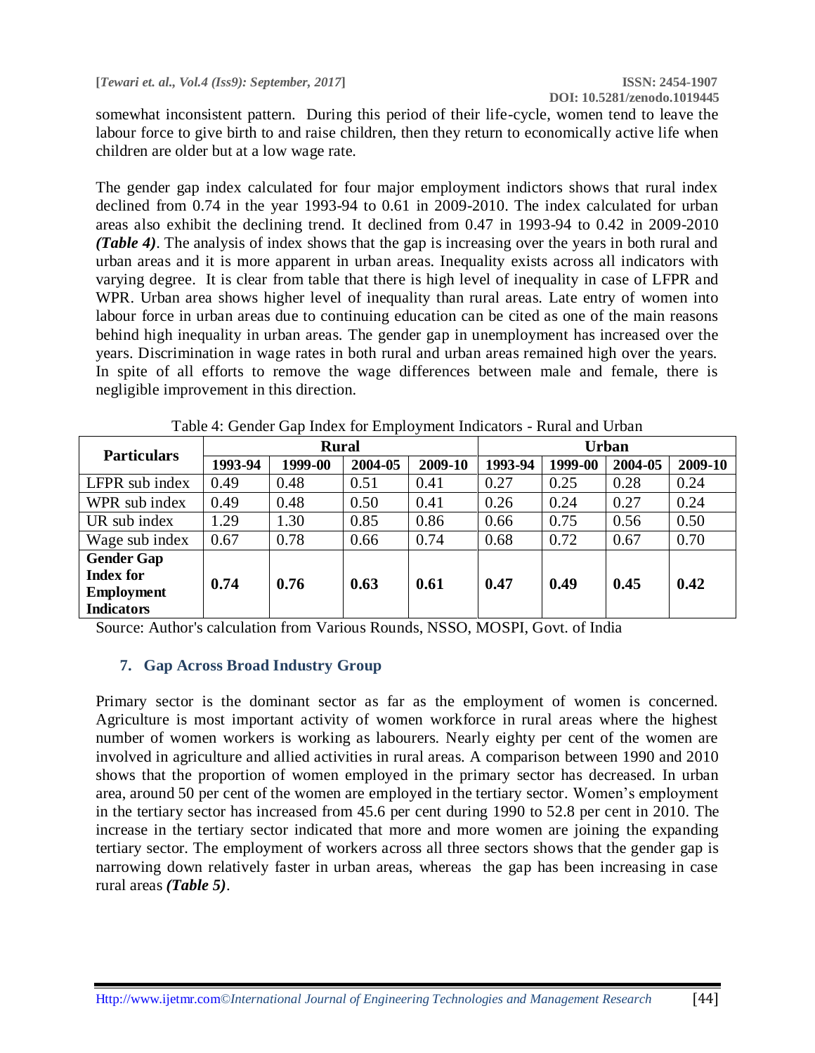somewhat inconsistent pattern. During this period of their life-cycle, women tend to leave the labour force to give birth to and raise children, then they return to economically active life when children are older but at a low wage rate.

The gender gap index calculated for four major employment indictors shows that rural index declined from 0.74 in the year 1993-94 to 0.61 in 2009-2010. The index calculated for urban areas also exhibit the declining trend. It declined from 0.47 in 1993-94 to 0.42 in 2009-2010 ***(Table 4)***. The analysis of index shows that the gap is increasing over the years in both rural and urban areas and it is more apparent in urban areas. Inequality exists across all indicators with varying degree. It is clear from table that there is high level of inequality in case of LFPR and WPR. Urban area shows higher level of inequality than rural areas. Late entry of women into labour force in urban areas due to continuing education can be cited as one of the main reasons behind high inequality in urban areas. The gender gap in unemployment has increased over the years. Discrimination in wage rates in both rural and urban areas remained high over the years. In spite of all efforts to remove the wage differences between male and female, there is negligible improvement in this direction.

Table 4: Gender Gap Index for Employment Indicators - Rural and Urban

| **Particulars** | **Rural** | | | | **Urban** | | | |
|---|---|---|---|---|---|---|---|---|
| | **1993-94** | **1999-00** | **2004-05** | **2009-10** | **1993-94** | **1999-00** | **2004-05** | **2009-10** |
| LFPR sub index | 0.49 | 0.48 | 0.51 | 0.41 | 0.27 | 0.25 | 0.28 | 0.24 |
| WPR sub index | 0.49 | 0.48 | 0.50 | 0.41 | 0.26 | 0.24 | 0.27 | 0.24 |
| UR sub index | 1.29 | 1.30 | 0.85 | 0.86 | 0.66 | 0.75 | 0.56 | 0.50 |
| Wage sub index | 0.67 | 0.78 | 0.66 | 0.74 | 0.68 | 0.72 | 0.67 | 0.70 |
| **Gender Gap Index for Employment Indicators** | **0.74** | **0.76** | **0.63** | **0.61** | **0.47** | **0.49** | **0.45** | **0.42** |

Source: Author's calculation from Various Rounds, NSSO, MOSPI, Govt. of India

## 7. Gap Across Broad Industry Group

Primary sector is the dominant sector as far as the employment of women is concerned. Agriculture is most important activity of women workforce in rural areas where the highest number of women workers is working as labourers. Nearly eighty per cent of the women are involved in agriculture and allied activities in rural areas. A comparison between 1990 and 2010 shows that the proportion of women employed in the primary sector has decreased. In urban area, around 50 per cent of the women are employed in the tertiary sector. Women's employment in the tertiary sector has increased from 45.6 per cent during 1990 to 52.8 per cent in 2010. The increase in the tertiary sector indicated that more and more women are joining the expanding tertiary sector. The employment of workers across all three sectors shows that the gender gap is narrowing down relatively faster in urban areas, whereas the gap has been increasing in case rural areas ***(Table 5)***.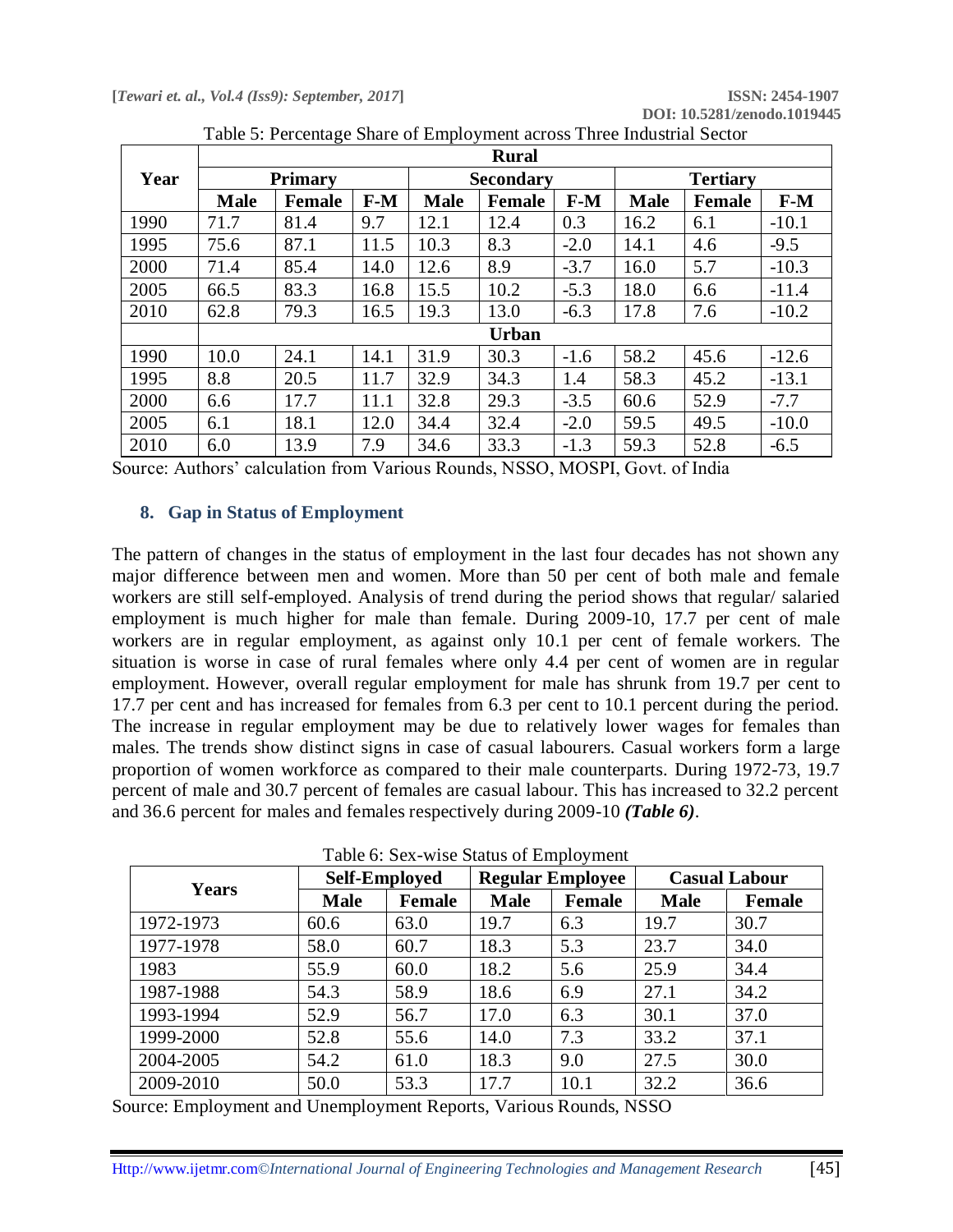Table 5: Percentage Share of Employment across Three Industrial Sector

| Year | Rural | | | | | | | | |
|---|---|---|---|---|---|---|---|---|---|
| | Primary | | | Secondary | | | Tertiary | | |
| | Male | Female | F-M | Male | Female | F-M | Male | Female | F-M |
| 1990 | 71.7 | 81.4 | 9.7 | 12.1 | 12.4 | 0.3 | 16.2 | 6.1 | -10.1 |
| 1995 | 75.6 | 87.1 | 11.5 | 10.3 | 8.3 | -2.0 | 14.1 | 4.6 | -9.5 |
| 2000 | 71.4 | 85.4 | 14.0 | 12.6 | 8.9 | -3.7 | 16.0 | 5.7 | -10.3 |
| 2005 | 66.5 | 83.3 | 16.8 | 15.5 | 10.2 | -5.3 | 18.0 | 6.6 | -11.4 |
| 2010 | 62.8 | 79.3 | 16.5 | 19.3 | 13.0 | -6.3 | 17.8 | 7.6 | -10.2 |
| | Urban | | | | | | | | |
| 1990 | 10.0 | 24.1 | 14.1 | 31.9 | 30.3 | -1.6 | 58.2 | 45.6 | -12.6 |
| 1995 | 8.8 | 20.5 | 11.7 | 32.9 | 34.3 | 1.4 | 58.3 | 45.2 | -13.1 |
| 2000 | 6.6 | 17.7 | 11.1 | 32.8 | 29.3 | -3.5 | 60.6 | 52.9 | -7.7 |
| 2005 | 6.1 | 18.1 | 12.0 | 34.4 | 32.4 | -2.0 | 59.5 | 49.5 | -10.0 |
| 2010 | 6.0 | 13.9 | 7.9 | 34.6 | 33.3 | -1.3 | 59.3 | 52.8 | -6.5 |

Source: Authors' calculation from Various Rounds, NSSO, MOSPI, Govt. of India

## 8. Gap in Status of Employment

The pattern of changes in the status of employment in the last four decades has not shown any major difference between men and women. More than 50 per cent of both male and female workers are still self-employed. Analysis of trend during the period shows that regular/ salaried employment is much higher for male than female. During 2009-10, 17.7 per cent of male workers are in regular employment, as against only 10.1 per cent of female workers. The situation is worse in case of rural females where only 4.4 per cent of women are in regular employment. However, overall regular employment for male has shrunk from 19.7 per cent to 17.7 per cent and has increased for females from 6.3 per cent to 10.1 percent during the period. The increase in regular employment may be due to relatively lower wages for females than males. The trends show distinct signs in case of casual labourers. Casual workers form a large proportion of women workforce as compared to their male counterparts. During 1972-73, 19.7 percent of male and 30.7 percent of females are casual labour. This has increased to 32.2 percent and 36.6 percent for males and females respectively during 2009-10 ***(Table 6)***.

Table 6: Sex-wise Status of Employment

| Years | Self-Employed | | Regular Employee | | Casual Labour | |
|---|---|---|---|---|---|---|
| | Male | Female | Male | Female | Male | Female |
| 1972-1973 | 60.6 | 63.0 | 19.7 | 6.3 | 19.7 | 30.7 |
| 1977-1978 | 58.0 | 60.7 | 18.3 | 5.3 | 23.7 | 34.0 |
| 1983 | 55.9 | 60.0 | 18.2 | 5.6 | 25.9 | 34.4 |
| 1987-1988 | 54.3 | 58.9 | 18.6 | 6.9 | 27.1 | 34.2 |
| 1993-1994 | 52.9 | 56.7 | 17.0 | 6.3 | 30.1 | 37.0 |
| 1999-2000 | 52.8 | 55.6 | 14.0 | 7.3 | 33.2 | 37.1 |
| 2004-2005 | 54.2 | 61.0 | 18.3 | 9.0 | 27.5 | 30.0 |
| 2009-2010 | 50.0 | 53.3 | 17.7 | 10.1 | 32.2 | 36.6 |

Source: Employment and Unemployment Reports, Various Rounds, NSSO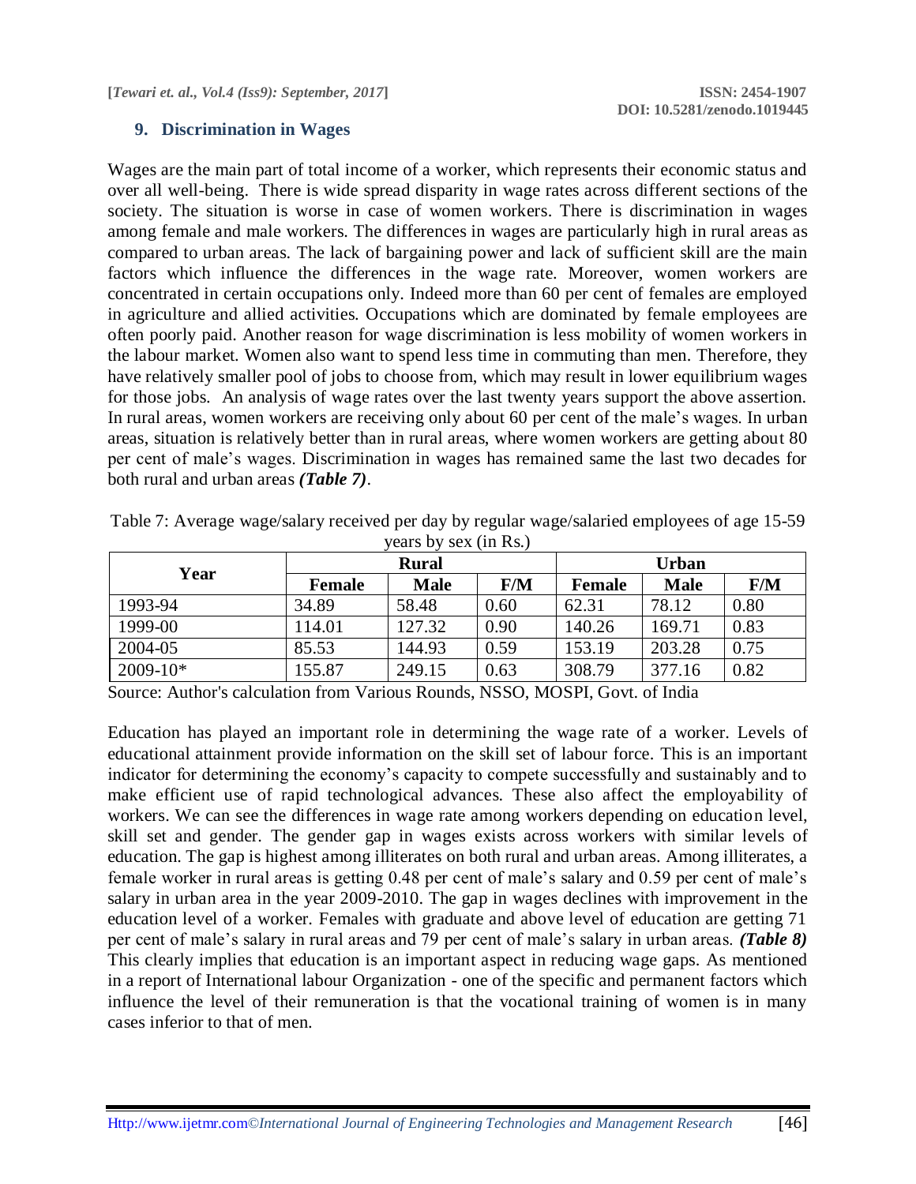## 9. Discrimination in Wages

Wages are the main part of total income of a worker, which represents their economic status and over all well-being. There is wide spread disparity in wage rates across different sections of the society. The situation is worse in case of women workers. There is discrimination in wages among female and male workers. The differences in wages are particularly high in rural areas as compared to urban areas. The lack of bargaining power and lack of sufficient skill are the main factors which influence the differences in the wage rate. Moreover, women workers are concentrated in certain occupations only. Indeed more than 60 per cent of females are employed in agriculture and allied activities. Occupations which are dominated by female employees are often poorly paid. Another reason for wage discrimination is less mobility of women workers in the labour market. Women also want to spend less time in commuting than men. Therefore, they have relatively smaller pool of jobs to choose from, which may result in lower equilibrium wages for those jobs. An analysis of wage rates over the last twenty years support the above assertion. In rural areas, women workers are receiving only about 60 per cent of the male's wages. In urban areas, situation is relatively better than in rural areas, where women workers are getting about 80 per cent of male's wages. Discrimination in wages has remained same the last two decades for both rural and urban areas ***(Table 7)***.

Table 7: Average wage/salary received per day by regular wage/salaried employees of age 15-59 years by sex (in Rs.)

| Year | Rural | | | Urban | | |
|---|---|---|---|---|---|---|
| | **Female** | **Male** | **F/M** | **Female** | **Male** | **F/M** |
| 1993-94 | 34.89 | 58.48 | 0.60 | 62.31 | 78.12 | 0.80 |
| 1999-00 | 114.01 | 127.32 | 0.90 | 140.26 | 169.71 | 0.83 |
| 2004-05 | 85.53 | 144.93 | 0.59 | 153.19 | 203.28 | 0.75 |
| 2009-10* | 155.87 | 249.15 | 0.63 | 308.79 | 377.16 | 0.82 |

Source: Author's calculation from Various Rounds, NSSO, MOSPI, Govt. of India

Education has played an important role in determining the wage rate of a worker. Levels of educational attainment provide information on the skill set of labour force. This is an important indicator for determining the economy's capacity to compete successfully and sustainably and to make efficient use of rapid technological advances. These also affect the employability of workers. We can see the differences in wage rate among workers depending on education level, skill set and gender. The gender gap in wages exists across workers with similar levels of education. The gap is highest among illiterates on both rural and urban areas. Among illiterates, a female worker in rural areas is getting 0.48 per cent of male's salary and 0.59 per cent of male's salary in urban area in the year 2009-2010. The gap in wages declines with improvement in the education level of a worker. Females with graduate and above level of education are getting 71 per cent of male's salary in rural areas and 79 per cent of male's salary in urban areas. ***(Table 8)*** This clearly implies that education is an important aspect in reducing wage gaps. As mentioned in a report of International labour Organization - one of the specific and permanent factors which influence the level of their remuneration is that the vocational training of women is in many cases inferior to that of men.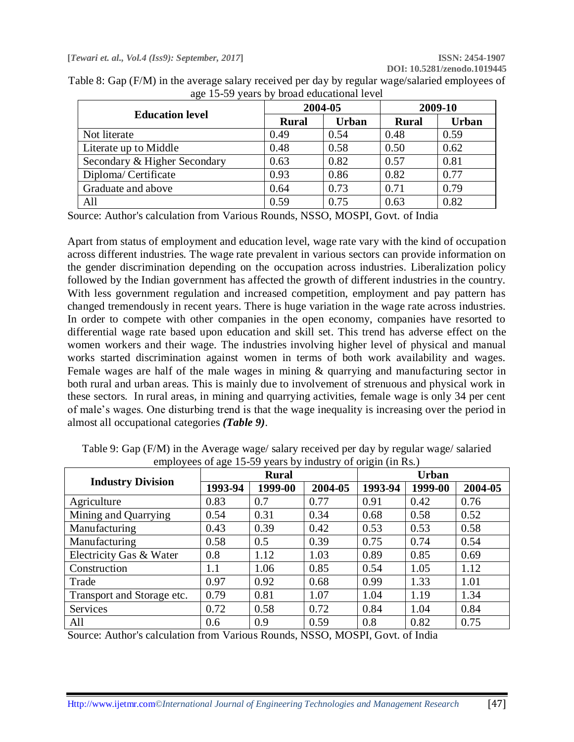Table 8: Gap (F/M) in the average salary received per day by regular wage/salaried employees of age 15-59 years by broad educational level

| Education level | 2004-05 | | 2009-10 | |
|---|---|---|---|---|
| | Rural | Urban | Rural | Urban |
| Not literate | 0.49 | 0.54 | 0.48 | 0.59 |
| Literate up to Middle | 0.48 | 0.58 | 0.50 | 0.62 |
| Secondary & Higher Secondary | 0.63 | 0.82 | 0.57 | 0.81 |
| Diploma/ Certificate | 0.93 | 0.86 | 0.82 | 0.77 |
| Graduate and above | 0.64 | 0.73 | 0.71 | 0.79 |
| All | 0.59 | 0.75 | 0.63 | 0.82 |

Source: Author's calculation from Various Rounds, NSSO, MOSPI, Govt. of India

Apart from status of employment and education level, wage rate vary with the kind of occupation across different industries. The wage rate prevalent in various sectors can provide information on the gender discrimination depending on the occupation across industries. Liberalization policy followed by the Indian government has affected the growth of different industries in the country. With less government regulation and increased competition, employment and pay pattern has changed tremendously in recent years. There is huge variation in the wage rate across industries. In order to compete with other companies in the open economy, companies have resorted to differential wage rate based upon education and skill set. This trend has adverse effect on the women workers and their wage. The industries involving higher level of physical and manual works started discrimination against women in terms of both work availability and wages. Female wages are half of the male wages in mining & quarrying and manufacturing sector in both rural and urban areas. This is mainly due to involvement of strenuous and physical work in these sectors. In rural areas, in mining and quarrying activities, female wage is only 34 per cent of male's wages. One disturbing trend is that the wage inequality is increasing over the period in almost all occupational categories ***(Table 9)***.

Table 9: Gap (F/M) in the Average wage/ salary received per day by regular wage/ salaried employees of age 15-59 years by industry of origin (in Rs.)

| Industry Division | Rural | | | Urban | | |
|---|---|---|---|---|---|---|
| | 1993-94 | 1999-00 | 2004-05 | 1993-94 | 1999-00 | 2004-05 |
| Agriculture | 0.83 | 0.7 | 0.77 | 0.91 | 0.42 | 0.76 |
| Mining and Quarrying | 0.54 | 0.31 | 0.34 | 0.68 | 0.58 | 0.52 |
| Manufacturing | 0.43 | 0.39 | 0.42 | 0.53 | 0.53 | 0.58 |
| Manufacturing | 0.58 | 0.5 | 0.39 | 0.75 | 0.74 | 0.54 |
| Electricity Gas & Water | 0.8 | 1.12 | 1.03 | 0.89 | 0.85 | 0.69 |
| Construction | 1.1 | 1.06 | 0.85 | 0.54 | 1.05 | 1.12 |
| Trade | 0.97 | 0.92 | 0.68 | 0.99 | 1.33 | 1.01 |
| Transport and Storage etc. | 0.79 | 0.81 | 1.07 | 1.04 | 1.19 | 1.34 |
| Services | 0.72 | 0.58 | 0.72 | 0.84 | 1.04 | 0.84 |
| All | 0.6 | 0.9 | 0.59 | 0.8 | 0.82 | 0.75 |

Source: Author's calculation from Various Rounds, NSSO, MOSPI, Govt. of India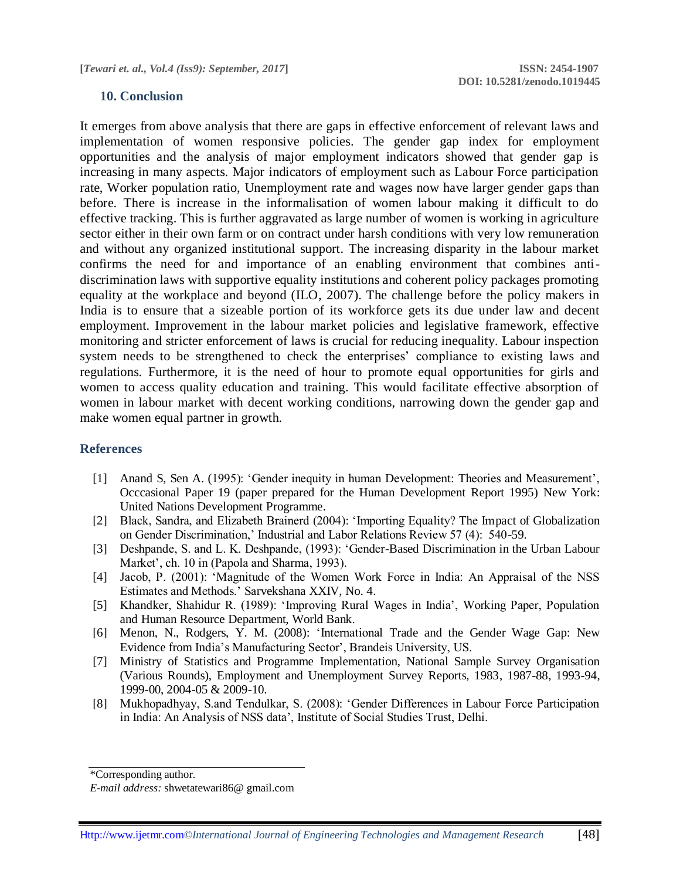## 10. Conclusion

It emerges from above analysis that there are gaps in effective enforcement of relevant laws and implementation of women responsive policies. The gender gap index for employment opportunities and the analysis of major employment indicators showed that gender gap is increasing in many aspects. Major indicators of employment such as Labour Force participation rate, Worker population ratio, Unemployment rate and wages now have larger gender gaps than before. There is increase in the informalisation of women labour making it difficult to do effective tracking. This is further aggravated as large number of women is working in agriculture sector either in their own farm or on contract under harsh conditions with very low remuneration and without any organized institutional support. The increasing disparity in the labour market confirms the need for and importance of an enabling environment that combines anti-discrimination laws with supportive equality institutions and coherent policy packages promoting equality at the workplace and beyond (ILO, 2007). The challenge before the policy makers in India is to ensure that a sizeable portion of its workforce gets its due under law and decent employment. Improvement in the labour market policies and legislative framework, effective monitoring and stricter enforcement of laws is crucial for reducing inequality. Labour inspection system needs to be strengthened to check the enterprises' compliance to existing laws and regulations. Furthermore, it is the need of hour to promote equal opportunities for girls and women to access quality education and training. This would facilitate effective absorption of women in labour market with decent working conditions, narrowing down the gender gap and make women equal partner in growth.

## References

[1] Anand S, Sen A. (1995): 'Gender inequity in human Development: Theories and Measurement', Occcasional Paper 19 (paper prepared for the Human Development Report 1995) New York: United Nations Development Programme.

[2] Black, Sandra, and Elizabeth Brainerd (2004): 'Importing Equality? The Impact of Globalization on Gender Discrimination,' Industrial and Labor Relations Review 57 (4): 540-59.

[3] Deshpande, S. and L. K. Deshpande, (1993): 'Gender-Based Discrimination in the Urban Labour Market', ch. 10 in (Papola and Sharma, 1993).

[4] Jacob, P. (2001): 'Magnitude of the Women Work Force in India: An Appraisal of the NSS Estimates and Methods.' Sarvekshana XXIV, No. 4.

[5] Khandker, Shahidur R. (1989): 'Improving Rural Wages in India', Working Paper, Population and Human Resource Department, World Bank.

[6] Menon, N., Rodgers, Y. M. (2008): 'International Trade and the Gender Wage Gap: New Evidence from India's Manufacturing Sector', Brandeis University, US.

[7] Ministry of Statistics and Programme Implementation, National Sample Survey Organisation (Various Rounds), Employment and Unemployment Survey Reports, 1983, 1987-88, 1993-94, 1999-00, 2004-05 & 2009-10.

[8] Mukhopadhyay, S.and Tendulkar, S. (2008): 'Gender Differences in Labour Force Participation in India: An Analysis of NSS data', Institute of Social Studies Trust, Delhi.

*Corresponding author.

*E-mail address:* shwetatewari86@ gmail.com